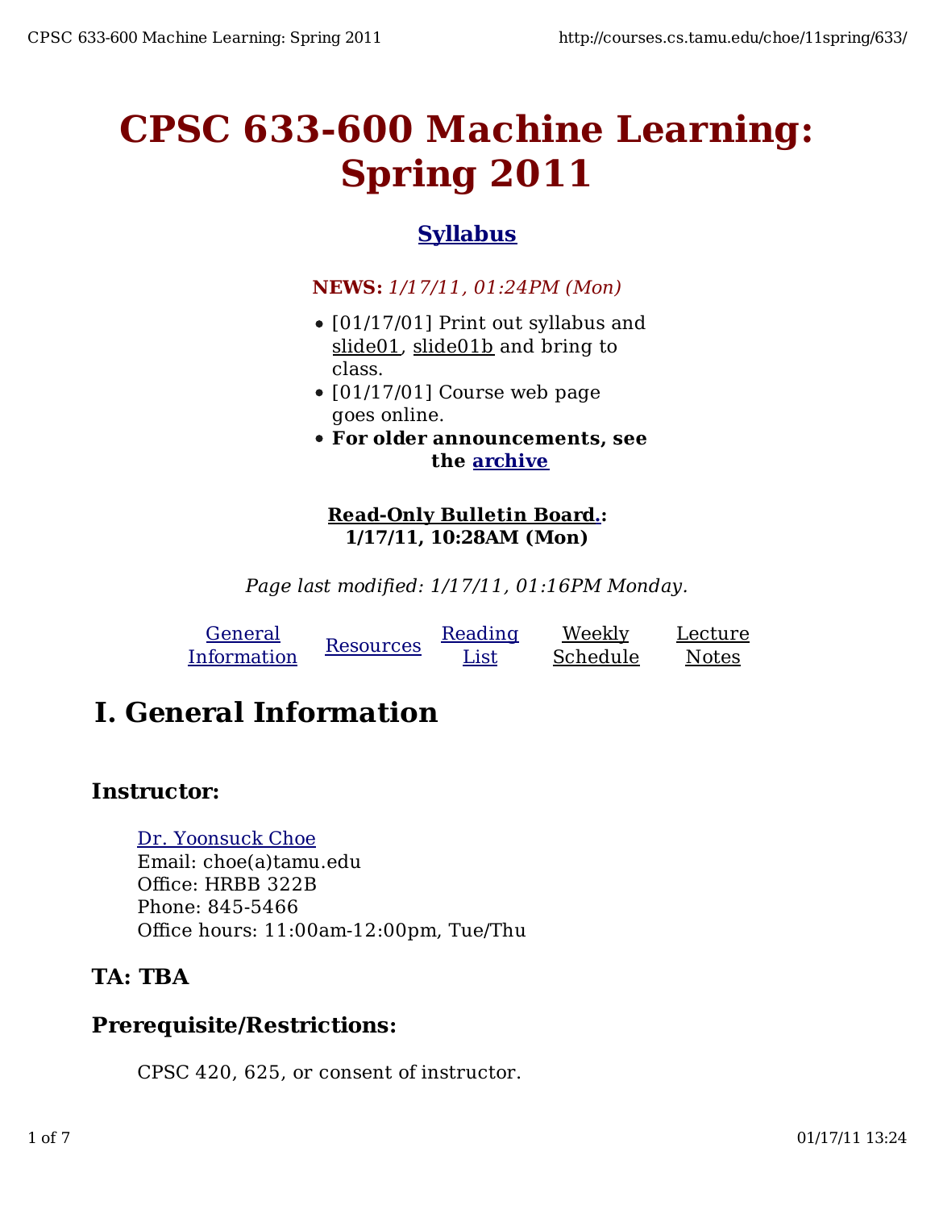# CPSC 633-600 Machine Learning: Spring 2011

**Syllabus**

**NEWS:** *1/17/11, 01:24PM (Mon)*

- [01/17/01] Print out syllabus and slide01, slide01b and bring to class.
- [01/17/01] Course web page goes online.
- **For older announcements, see the archive**

**Read-Only Bulletin Board.: 1/17/11, 10:28AM (Mon)**

*Page last modified: 1/17/11, 01:16PM Monday.*

General Information | Resources | Reading List | Weekly Schedule | Lecture Notes

## I. General Information

### Instructor:

Dr. Yoonsuck Choe
Email: choe(a)tamu.edu
Office: HRBB 322B
Phone: 845-5466
Office hours: 11:00am-12:00pm, Tue/Thu

### TA: TBA

### Prerequisite/Restrictions:

CPSC 420, 625, or consent of instructor.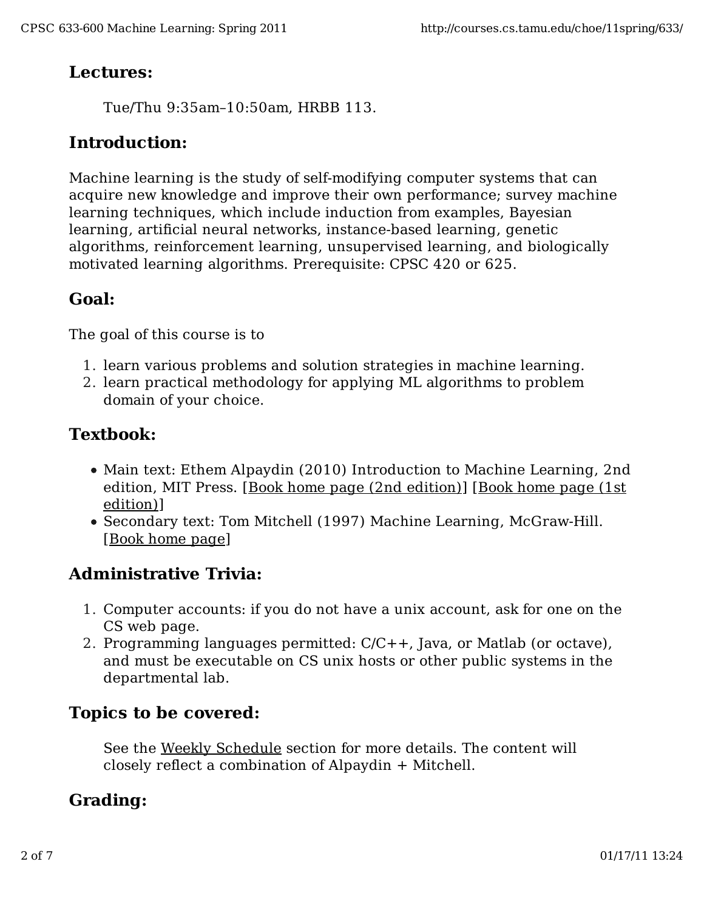## Lectures:

Tue/Thu 9:35am–10:50am, HRBB 113.

## Introduction:

Machine learning is the study of self-modifying computer systems that can acquire new knowledge and improve their own performance; survey machine learning techniques, which include induction from examples, Bayesian learning, artificial neural networks, instance-based learning, genetic algorithms, reinforcement learning, unsupervised learning, and biologically motivated learning algorithms. Prerequisite: CPSC 420 or 625.

## Goal:

The goal of this course is to

1. learn various problems and solution strategies in machine learning.
2. learn practical methodology for applying ML algorithms to problem domain of your choice.

## Textbook:

- Main text: Ethem Alpaydin (2010) Introduction to Machine Learning, 2nd edition, MIT Press. [Book home page (2nd edition)] [Book home page (1st edition)]
- Secondary text: Tom Mitchell (1997) Machine Learning, McGraw-Hill. [Book home page]

## Administrative Trivia:

1. Computer accounts: if you do not have a unix account, ask for one on the CS web page.
2. Programming languages permitted: C/C++, Java, or Matlab (or octave), and must be executable on CS unix hosts or other public systems in the departmental lab.

## Topics to be covered:

See the Weekly Schedule section for more details. The content will closely reflect a combination of Alpaydin + Mitchell.

## Grading: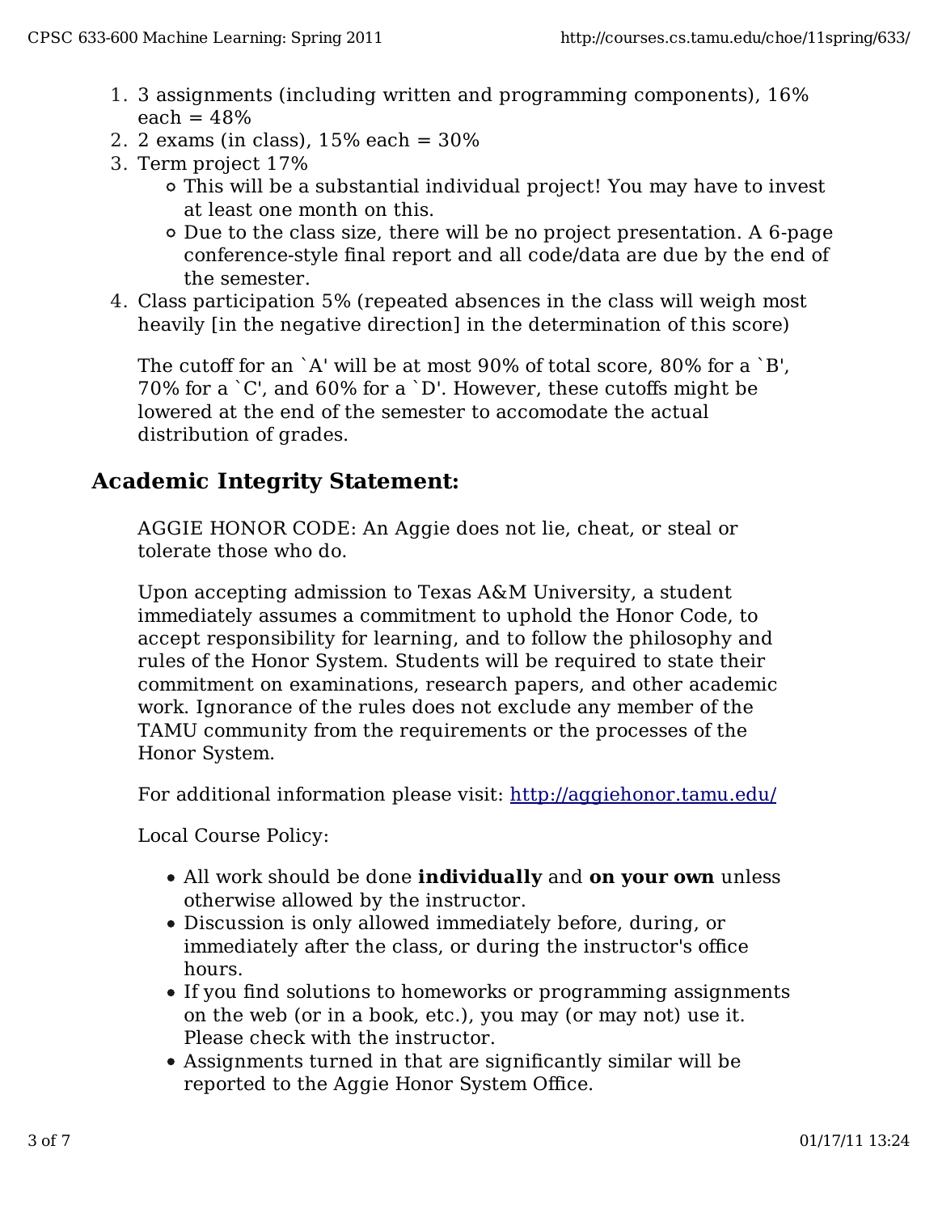1. 3 assignments (including written and programming components), 16% each = 48%
2. 2 exams (in class), 15% each = 30%
3. Term project 17%
   - This will be a substantial individual project! You may have to invest at least one month on this.
   - Due to the class size, there will be no project presentation. A 6-page conference-style final report and all code/data are due by the end of the semester.
4. Class participation 5% (repeated absences in the class will weigh most heavily [in the negative direction] in the determination of this score)

   The cutoff for an `A' will be at most 90% of total score, 80% for a `B', 70% for a `C', and 60% for a `D'. However, these cutoffs might be lowered at the end of the semester to accomodate the actual distribution of grades.

## Academic Integrity Statement:

AGGIE HONOR CODE: An Aggie does not lie, cheat, or steal or tolerate those who do.

Upon accepting admission to Texas A&M University, a student immediately assumes a commitment to uphold the Honor Code, to accept responsibility for learning, and to follow the philosophy and rules of the Honor System. Students will be required to state their commitment on examinations, research papers, and other academic work. Ignorance of the rules does not exclude any member of the TAMU community from the requirements or the processes of the Honor System.

For additional information please visit: http://aggiehonor.tamu.edu/

Local Course Policy:

- All work should be done **individually** and **on your own** unless otherwise allowed by the instructor.
- Discussion is only allowed immediately before, during, or immediately after the class, or during the instructor's office hours.
- If you find solutions to homeworks or programming assignments on the web (or in a book, etc.), you may (or may not) use it. Please check with the instructor.
- Assignments turned in that are significantly similar will be reported to the Aggie Honor System Office.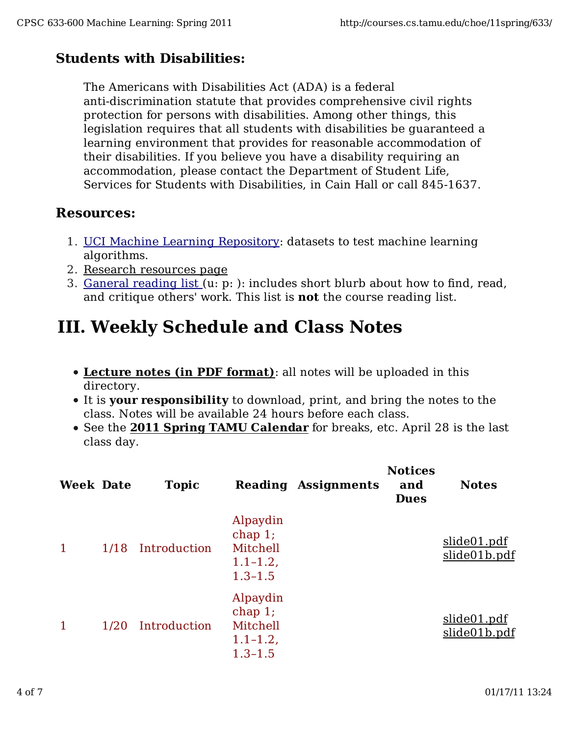### Students with Disabilities:

The Americans with Disabilities Act (ADA) is a federal anti-discrimination statute that provides comprehensive civil rights protection for persons with disabilities. Among other things, this legislation requires that all students with disabilities be guaranteed a learning environment that provides for reasonable accommodation of their disabilities. If you believe you have a disability requiring an accommodation, please contact the Department of Student Life, Services for Students with Disabilities, in Cain Hall or call 845-1637.

### Resources:

1. UCI Machine Learning Repository: datasets to test machine learning algorithms.
2. Research resources page
3. Ganeral reading list (u: p: ): includes short blurb about how to find, read, and critique others' work. This list is **not** the course reading list.

# III. Weekly Schedule and Class Notes

- **Lecture notes (in PDF format)**: all notes will be uploaded in this directory.
- It is **your responsibility** to download, print, and bring the notes to the class. Notes will be available 24 hours before each class.
- See the **2011 Spring TAMU Calendar** for breaks, etc. April 28 is the last class day.

| Week | Date | Topic | Reading | Assignments | Notices and Dues | Notes |
|---|---|---|---|---|---|---|
| 1 | 1/18 | Introduction | Alpaydin chap 1; Mitchell 1.1–1.2, 1.3–1.5 | | | slide01.pdf slide01b.pdf |
| 1 | 1/20 | Introduction | Alpaydin chap 1; Mitchell 1.1–1.2, 1.3–1.5 | | | slide01.pdf slide01b.pdf |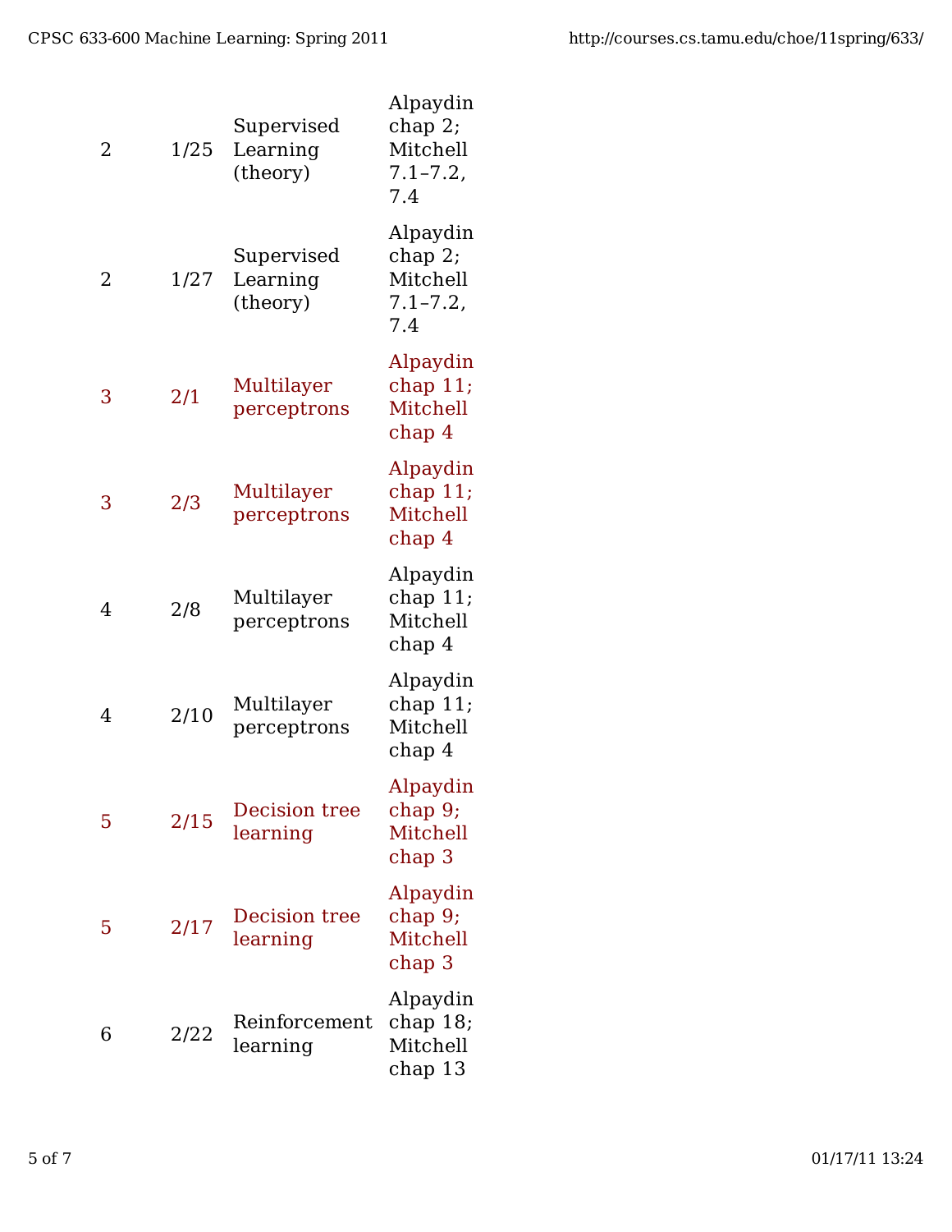| | | | |
|---|---|---|---|
| 2 | 1/25 | Supervised Learning (theory) | Alpaydin chap 2; Mitchell 7.1–7.2, 7.4 |
| 2 | 1/27 | Supervised Learning (theory) | Alpaydin chap 2; Mitchell 7.1–7.2, 7.4 |
| 3 | 2/1 | Multilayer perceptrons | Alpaydin chap 11; Mitchell chap 4 |
| 3 | 2/3 | Multilayer perceptrons | Alpaydin chap 11; Mitchell chap 4 |
| 4 | 2/8 | Multilayer perceptrons | Alpaydin chap 11; Mitchell chap 4 |
| 4 | 2/10 | Multilayer perceptrons | Alpaydin chap 11; Mitchell chap 4 |
| 5 | 2/15 | Decision tree learning | Alpaydin chap 9; Mitchell chap 3 |
| 5 | 2/17 | Decision tree learning | Alpaydin chap 9; Mitchell chap 3 |
| 6 | 2/22 | Reinforcement learning | Alpaydin chap 18; Mitchell chap 13 |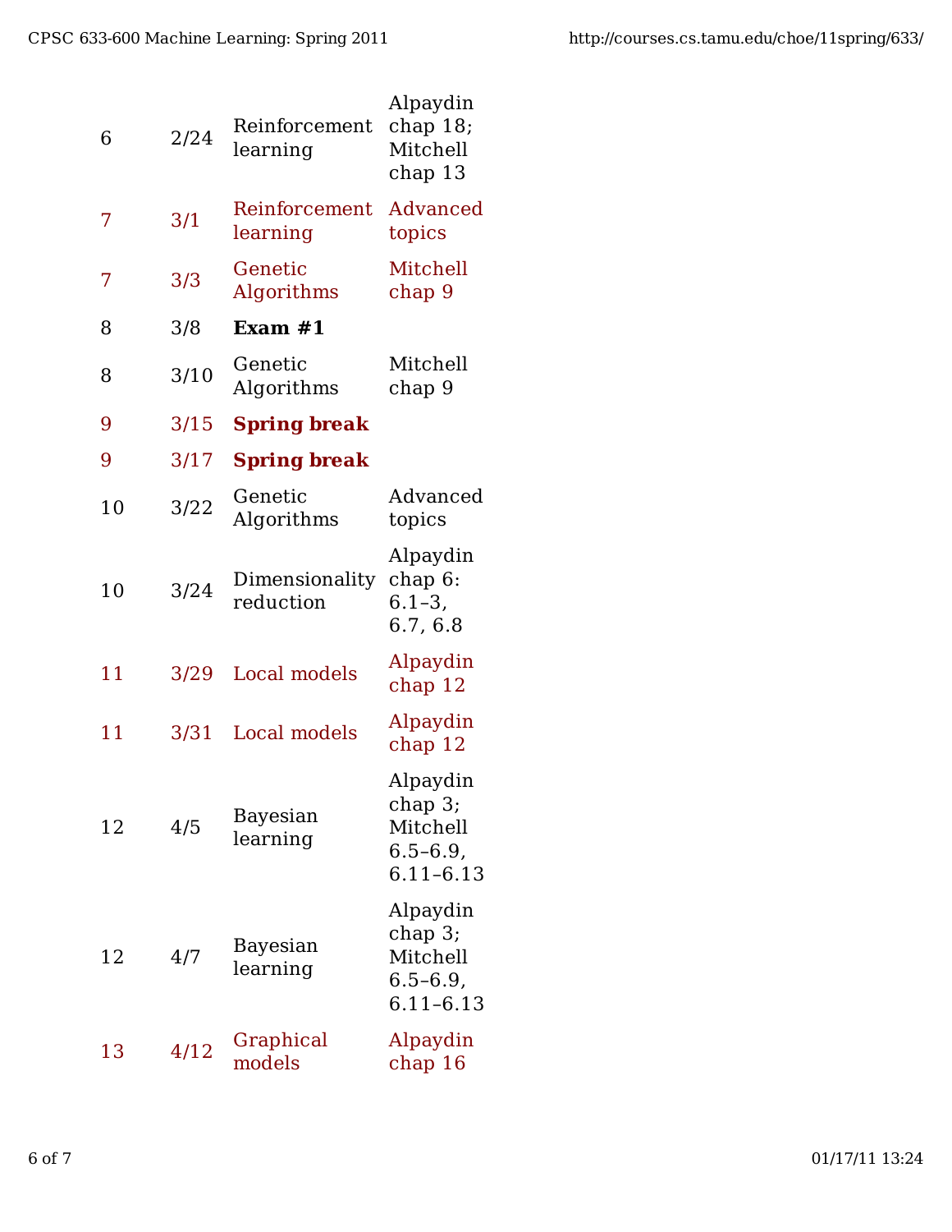| Week | Date | Topic | Reading |
|---|---|---|---|
| 6 | 2/24 | Reinforcement learning | Alpaydin chap 18; Mitchell chap 13 |
| 7 | 3/1 | Reinforcement learning | Advanced topics |
| 7 | 3/3 | Genetic Algorithms | Mitchell chap 9 |
| 8 | 3/8 | **Exam #1** | |
| 8 | 3/10 | Genetic Algorithms | Mitchell chap 9 |
| 9 | 3/15 | **Spring break** | |
| 9 | 3/17 | **Spring break** | |
| 10 | 3/22 | Genetic Algorithms | Advanced topics |
| 10 | 3/24 | Dimensionality reduction | Alpaydin chap 6: 6.1–3, 6.7, 6.8 |
| 11 | 3/29 | Local models | Alpaydin chap 12 |
| 11 | 3/31 | Local models | Alpaydin chap 12 |
| 12 | 4/5 | Bayesian learning | Alpaydin chap 3; Mitchell 6.5–6.9, 6.11–6.13 |
| 12 | 4/7 | Bayesian learning | Alpaydin chap 3; Mitchell 6.5–6.9, 6.11–6.13 |
| 13 | 4/12 | Graphical models | Alpaydin chap 16 |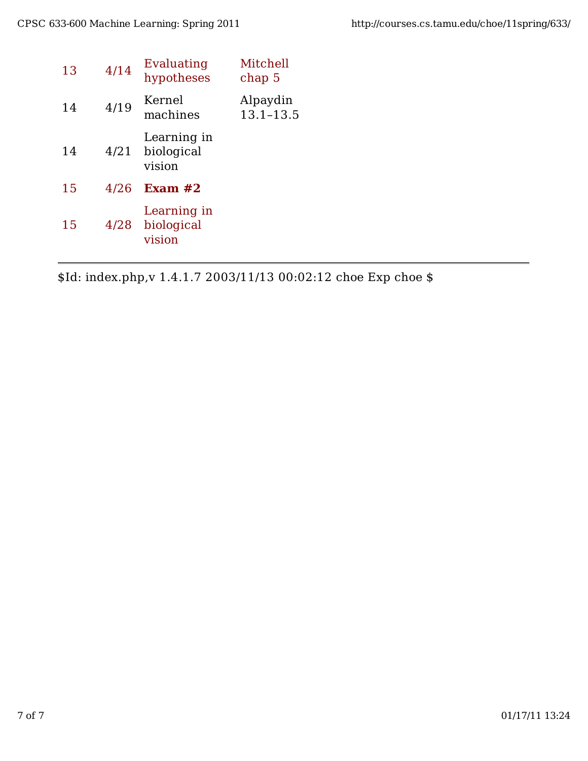| | | | |
|---|---|---|---|
| 13 | 4/14 | Evaluating hypotheses | Mitchell chap 5 |
| 14 | 4/19 | Kernel machines | Alpaydin 13.1–13.5 |
| 14 | 4/21 | Learning in biological vision | |
| 15 | 4/26 | **Exam #2** | |
| 15 | 4/28 | Learning in biological vision | |

---

$Id: index.php,v 1.4.1.7 2003/11/13 00:02:12 choe Exp choe $